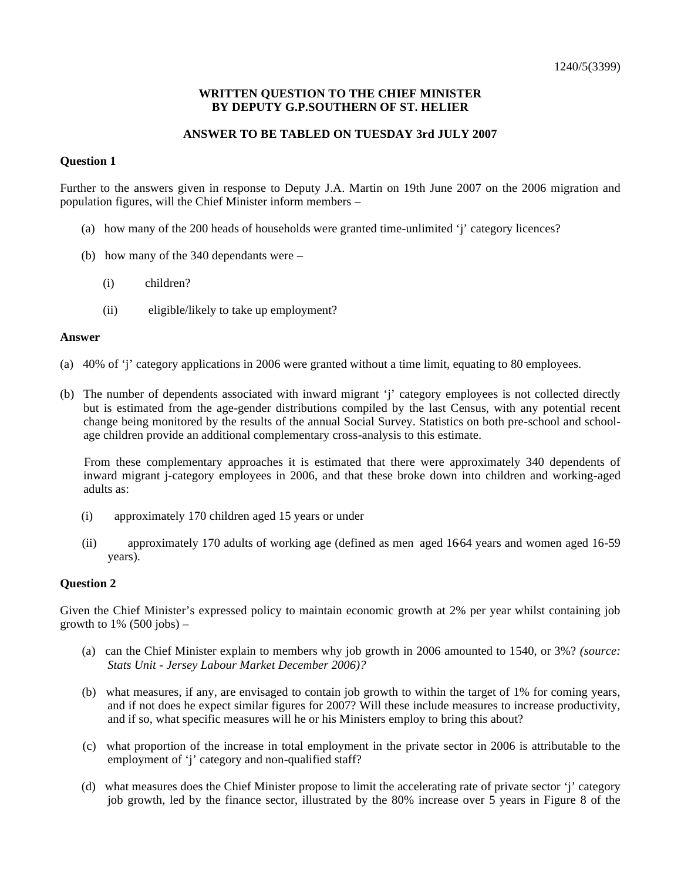1240/5(3399)

**WRITTEN QUESTION TO THE CHIEF MINISTER**
**BY DEPUTY G.P.SOUTHERN OF ST. HELIER**

**ANSWER TO BE TABLED ON TUESDAY 3rd JULY 2007**

**Question 1**

Further to the answers given in response to Deputy J.A. Martin on 19th June 2007 on the 2006 migration and population figures, will the Chief Minister inform members –

(a) how many of the 200 heads of households were granted time-unlimited 'j' category licences?

(b) how many of the 340 dependants were –

  (i) children?

  (ii) eligible/likely to take up employment?

**Answer**

(a) 40% of 'j' category applications in 2006 were granted without a time limit, equating to 80 employees.

(b) The number of dependents associated with inward migrant 'j' category employees is not collected directly but is estimated from the age-gender distributions compiled by the last Census, with any potential recent change being monitored by the results of the annual Social Survey. Statistics on both pre-school and school-age children provide an additional complementary cross-analysis to this estimate.

From these complementary approaches it is estimated that there were approximately 340 dependents of inward migrant j-category employees in 2006, and that these broke down into children and working-aged adults as:

  (i) approximately 170 children aged 15 years or under

  (ii) approximately 170 adults of working age (defined as men aged 16-64 years and women aged 16-59 years).

**Question 2**

Given the Chief Minister's expressed policy to maintain economic growth at 2% per year whilst containing job growth to 1% (500 jobs) –

(a) can the Chief Minister explain to members why job growth in 2006 amounted to 1540, or 3%? *(source: Stats Unit - Jersey Labour Market December 2006)?*

(b) what measures, if any, are envisaged to contain job growth to within the target of 1% for coming years, and if not does he expect similar figures for 2007? Will these include measures to increase productivity, and if so, what specific measures will he or his Ministers employ to bring this about?

(c) what proportion of the increase in total employment in the private sector in 2006 is attributable to the employment of 'j' category and non-qualified staff?

(d) what measures does the Chief Minister propose to limit the accelerating rate of private sector 'j' category job growth, led by the finance sector, illustrated by the 80% increase over 5 years in Figure 8 of the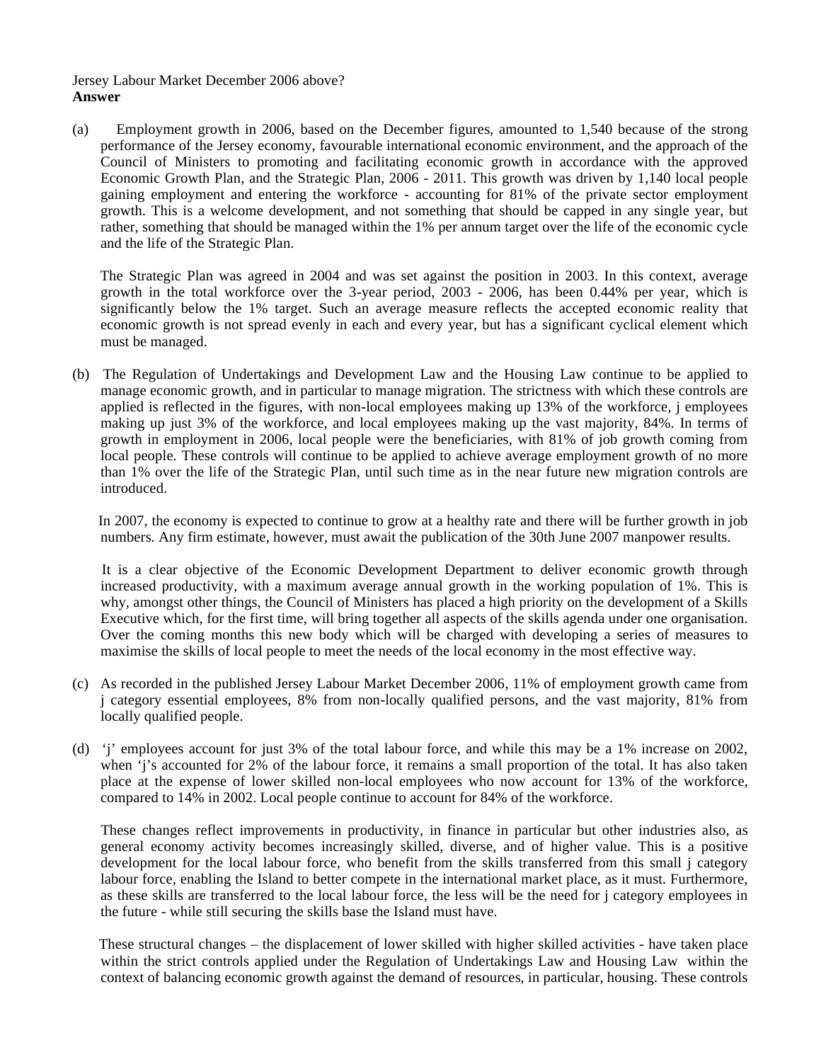Jersey Labour Market December 2006 above?

**Answer**

(a) Employment growth in 2006, based on the December figures, amounted to 1,540 because of the strong performance of the Jersey economy, favourable international economic environment, and the approach of the Council of Ministers to promoting and facilitating economic growth in accordance with the approved Economic Growth Plan, and the Strategic Plan, 2006 - 2011. This growth was driven by 1,140 local people gaining employment and entering the workforce - accounting for 81% of the private sector employment growth. This is a welcome development, and not something that should be capped in any single year, but rather, something that should be managed within the 1% per annum target over the life of the economic cycle and the life of the Strategic Plan.

The Strategic Plan was agreed in 2004 and was set against the position in 2003. In this context, average growth in the total workforce over the 3-year period, 2003 - 2006, has been 0.44% per year, which is significantly below the 1% target. Such an average measure reflects the accepted economic reality that economic growth is not spread evenly in each and every year, but has a significant cyclical element which must be managed.

(b) The Regulation of Undertakings and Development Law and the Housing Law continue to be applied to manage economic growth, and in particular to manage migration. The strictness with which these controls are applied is reflected in the figures, with non-local employees making up 13% of the workforce, j employees making up just 3% of the workforce, and local employees making up the vast majority, 84%. In terms of growth in employment in 2006, local people were the beneficiaries, with 81% of job growth coming from local people. These controls will continue to be applied to achieve average employment growth of no more than 1% over the life of the Strategic Plan, until such time as in the near future new migration controls are introduced.

In 2007, the economy is expected to continue to grow at a healthy rate and there will be further growth in job numbers. Any firm estimate, however, must await the publication of the 30th June 2007 manpower results.

It is a clear objective of the Economic Development Department to deliver economic growth through increased productivity, with a maximum average annual growth in the working population of 1%. This is why, amongst other things, the Council of Ministers has placed a high priority on the development of a Skills Executive which, for the first time, will bring together all aspects of the skills agenda under one organisation. Over the coming months this new body which will be charged with developing a series of measures to maximise the skills of local people to meet the needs of the local economy in the most effective way.

(c) As recorded in the published Jersey Labour Market December 2006, 11% of employment growth came from j category essential employees, 8% from non-locally qualified persons, and the vast majority, 81% from locally qualified people.

(d) 'j' employees account for just 3% of the total labour force, and while this may be a 1% increase on 2002, when 'j's accounted for 2% of the labour force, it remains a small proportion of the total. It has also taken place at the expense of lower skilled non-local employees who now account for 13% of the workforce, compared to 14% in 2002. Local people continue to account for 84% of the workforce.

These changes reflect improvements in productivity, in finance in particular but other industries also, as general economy activity becomes increasingly skilled, diverse, and of higher value. This is a positive development for the local labour force, who benefit from the skills transferred from this small j category labour force, enabling the Island to better compete in the international market place, as it must. Furthermore, as these skills are transferred to the local labour force, the less will be the need for j category employees in the future - while still securing the skills base the Island must have.

These structural changes – the displacement of lower skilled with higher skilled activities - have taken place within the strict controls applied under the Regulation of Undertakings Law and Housing Law within the context of balancing economic growth against the demand of resources, in particular, housing. These controls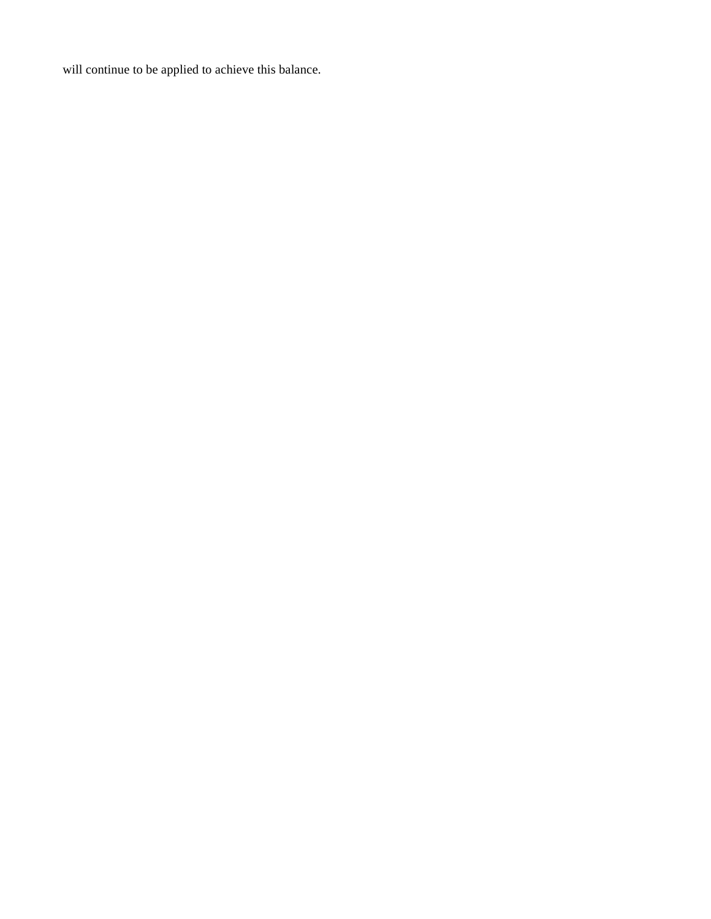will continue to be applied to achieve this balance.